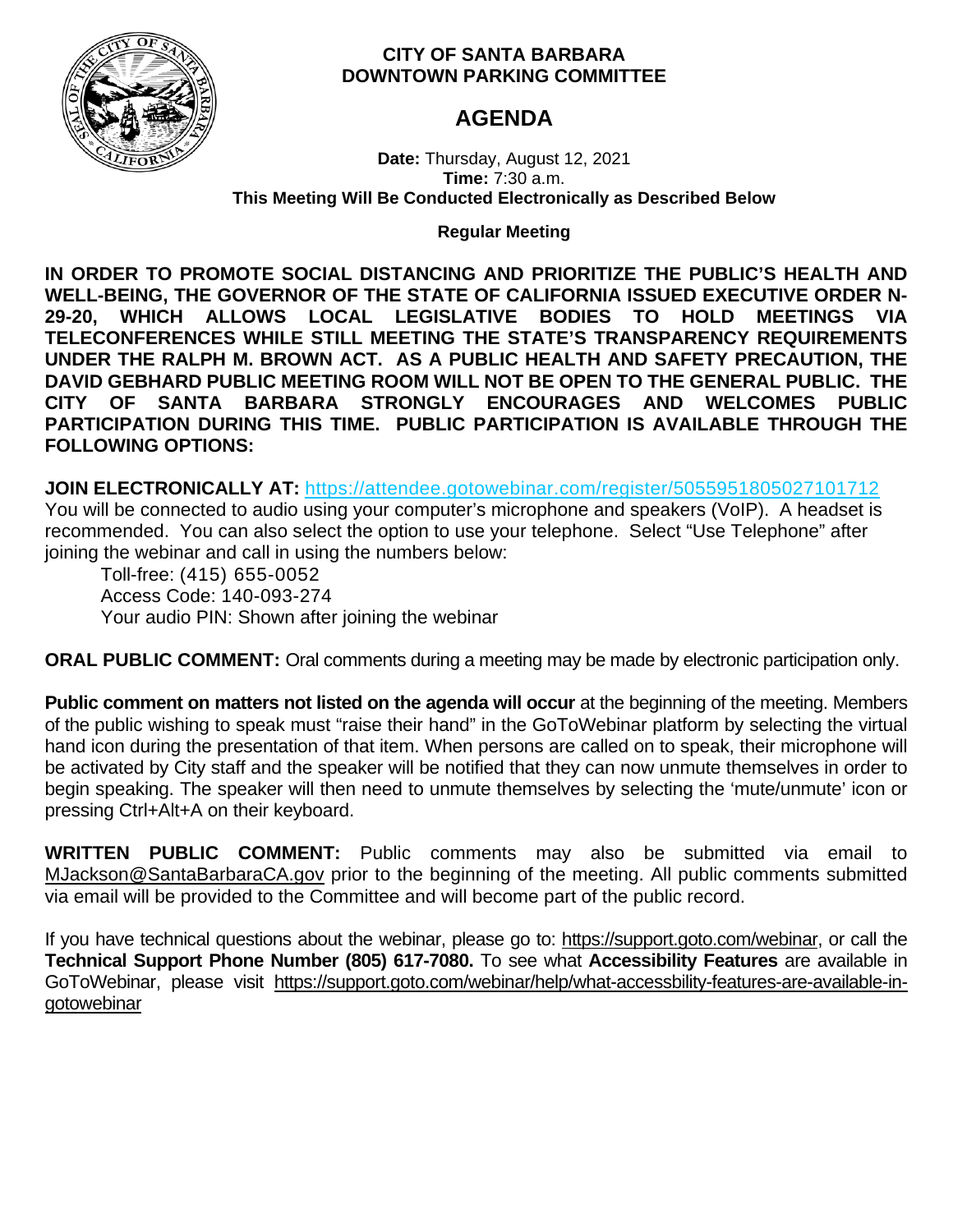**CITY OF SANTA BARBARA**
**DOWNTOWN PARKING COMMITTEE**

# AGENDA

**Date:** Thursday, August 12, 2021
**Time:** 7:30 a.m.
**This Meeting Will Be Conducted Electronically as Described Below**

**Regular Meeting**

**IN ORDER TO PROMOTE SOCIAL DISTANCING AND PRIORITIZE THE PUBLIC'S HEALTH AND WELL-BEING, THE GOVERNOR OF THE STATE OF CALIFORNIA ISSUED EXECUTIVE ORDER N-29-20, WHICH ALLOWS LOCAL LEGISLATIVE BODIES TO HOLD MEETINGS VIA TELECONFERENCES WHILE STILL MEETING THE STATE'S TRANSPARENCY REQUIREMENTS UNDER THE RALPH M. BROWN ACT. AS A PUBLIC HEALTH AND SAFETY PRECAUTION, THE DAVID GEBHARD PUBLIC MEETING ROOM WILL NOT BE OPEN TO THE GENERAL PUBLIC. THE CITY OF SANTA BARBARA STRONGLY ENCOURAGES AND WELCOMES PUBLIC PARTICIPATION DURING THIS TIME. PUBLIC PARTICIPATION IS AVAILABLE THROUGH THE FOLLOWING OPTIONS:**

**JOIN ELECTRONICALLY AT:** https://attendee.gotowebinar.com/register/5055951805027101712
You will be connected to audio using your computer's microphone and speakers (VoIP). A headset is recommended. You can also select the option to use your telephone. Select "Use Telephone" after joining the webinar and call in using the numbers below:

Toll-free: (415) 655-0052
Access Code: 140-093-274
Your audio PIN: Shown after joining the webinar

**ORAL PUBLIC COMMENT:** Oral comments during a meeting may be made by electronic participation only.

**Public comment on matters not listed on the agenda will occur** at the beginning of the meeting. Members of the public wishing to speak must "raise their hand" in the GoToWebinar platform by selecting the virtual hand icon during the presentation of that item. When persons are called on to speak, their microphone will be activated by City staff and the speaker will be notified that they can now unmute themselves in order to begin speaking. The speaker will then need to unmute themselves by selecting the 'mute/unmute' icon or pressing Ctrl+Alt+A on their keyboard.

**WRITTEN PUBLIC COMMENT:** Public comments may also be submitted via email to MJackson@SantaBarbaraCA.gov prior to the beginning of the meeting. All public comments submitted via email will be provided to the Committee and will become part of the public record.

If you have technical questions about the webinar, please go to: https://support.goto.com/webinar, or call the **Technical Support Phone Number (805) 617-7080.** To see what **Accessibility Features** are available in GoToWebinar, please visit https://support.goto.com/webinar/help/what-accessbility-features-are-available-in-gotowebinar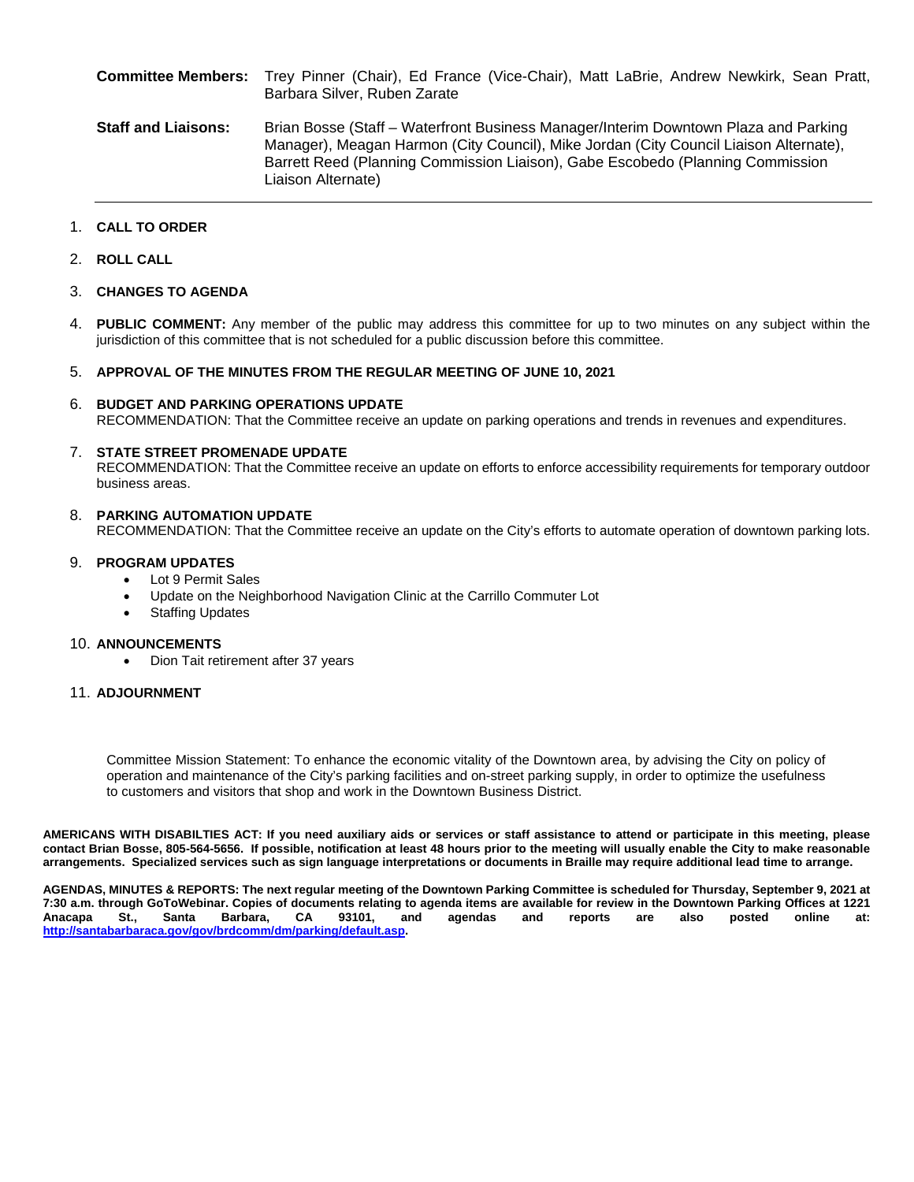**Committee Members:** Trey Pinner (Chair), Ed France (Vice-Chair), Matt LaBrie, Andrew Newkirk, Sean Pratt, Barbara Silver, Ruben Zarate

**Staff and Liaisons:** Brian Bosse (Staff – Waterfront Business Manager/Interim Downtown Plaza and Parking Manager), Meagan Harmon (City Council), Mike Jordan (City Council Liaison Alternate), Barrett Reed (Planning Commission Liaison), Gabe Escobedo (Planning Commission Liaison Alternate)

---

1. **CALL TO ORDER**

2. **ROLL CALL**

3. **CHANGES TO AGENDA**

4. **PUBLIC COMMENT:** Any member of the public may address this committee for up to two minutes on any subject within the jurisdiction of this committee that is not scheduled for a public discussion before this committee.

5. **APPROVAL OF THE MINUTES FROM THE REGULAR MEETING OF JUNE 10, 2021**

6. **BUDGET AND PARKING OPERATIONS UPDATE**
   RECOMMENDATION: That the Committee receive an update on parking operations and trends in revenues and expenditures.

7. **STATE STREET PROMENADE UPDATE**
   RECOMMENDATION: That the Committee receive an update on efforts to enforce accessibility requirements for temporary outdoor business areas.

8. **PARKING AUTOMATION UPDATE**
   RECOMMENDATION: That the Committee receive an update on the City's efforts to automate operation of downtown parking lots.

9. **PROGRAM UPDATES**
   - Lot 9 Permit Sales
   - Update on the Neighborhood Navigation Clinic at the Carrillo Commuter Lot
   - Staffing Updates

10. **ANNOUNCEMENTS**
    - Dion Tait retirement after 37 years

11. **ADJOURNMENT**

Committee Mission Statement: To enhance the economic vitality of the Downtown area, by advising the City on policy of operation and maintenance of the City's parking facilities and on-street parking supply, in order to optimize the usefulness to customers and visitors that shop and work in the Downtown Business District.

**AMERICANS WITH DISABILTIES ACT: If you need auxiliary aids or services or staff assistance to attend or participate in this meeting, please contact Brian Bosse, 805-564-5656. If possible, notification at least 48 hours prior to the meeting will usually enable the City to make reasonable arrangements. Specialized services such as sign language interpretations or documents in Braille may require additional lead time to arrange.**

**AGENDAS, MINUTES & REPORTS: The next regular meeting of the Downtown Parking Committee is scheduled for Thursday, September 9, 2021 at 7:30 a.m. through GoToWebinar. Copies of documents relating to agenda items are available for review in the Downtown Parking Offices at 1221 Anacapa St., Santa Barbara, CA 93101, and agendas and reports are also posted online at: [http://santabarbaraca.gov/gov/brdcomm/dm/parking/default.asp](http://santabarbaraca.gov/gov/brdcomm/dm/parking/default.asp).**